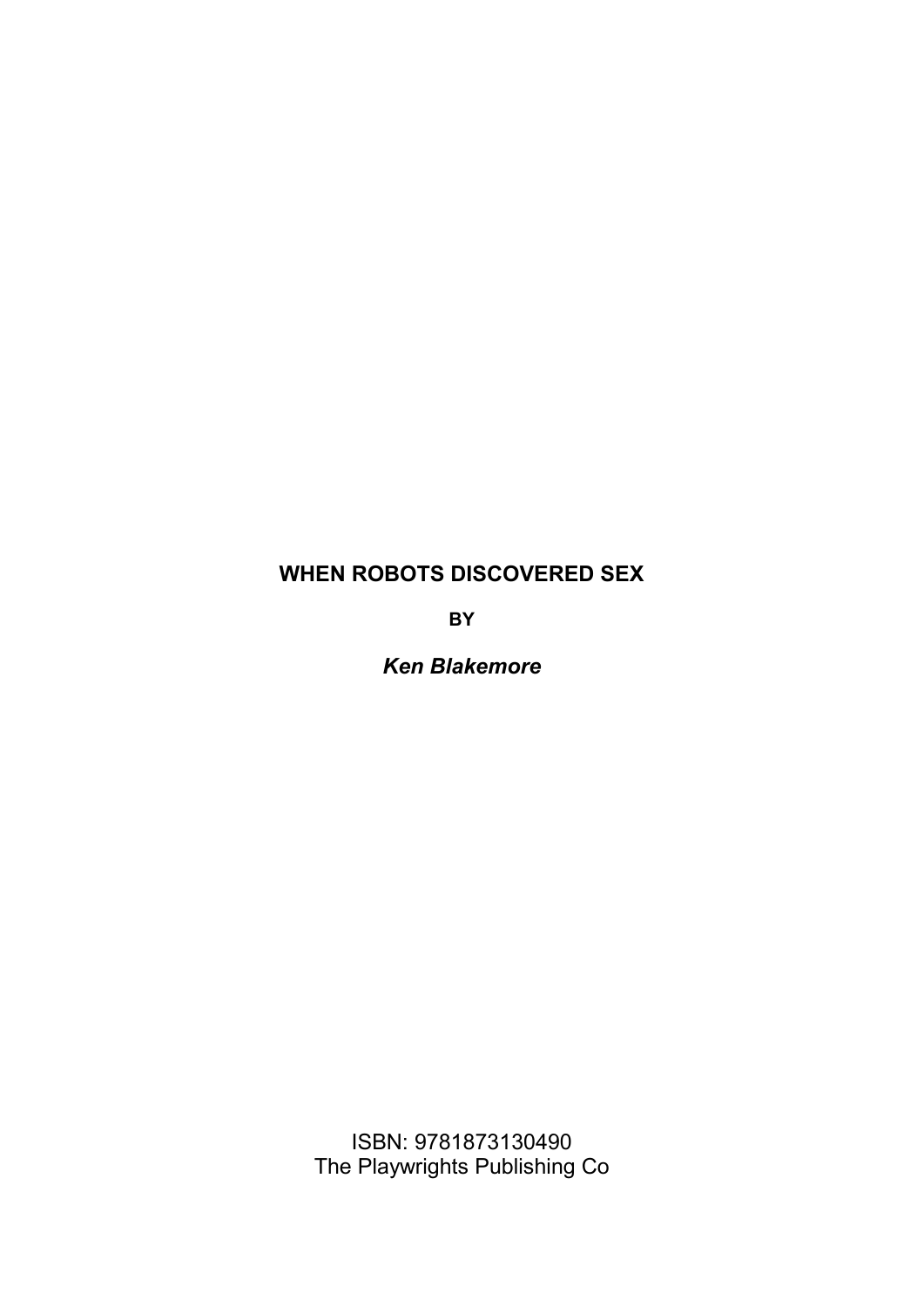# WHEN ROBOTS DISCOVERED SEX

**BY**

***Ken Blakemore***

ISBN: 9781873130490
The Playwrights Publishing Co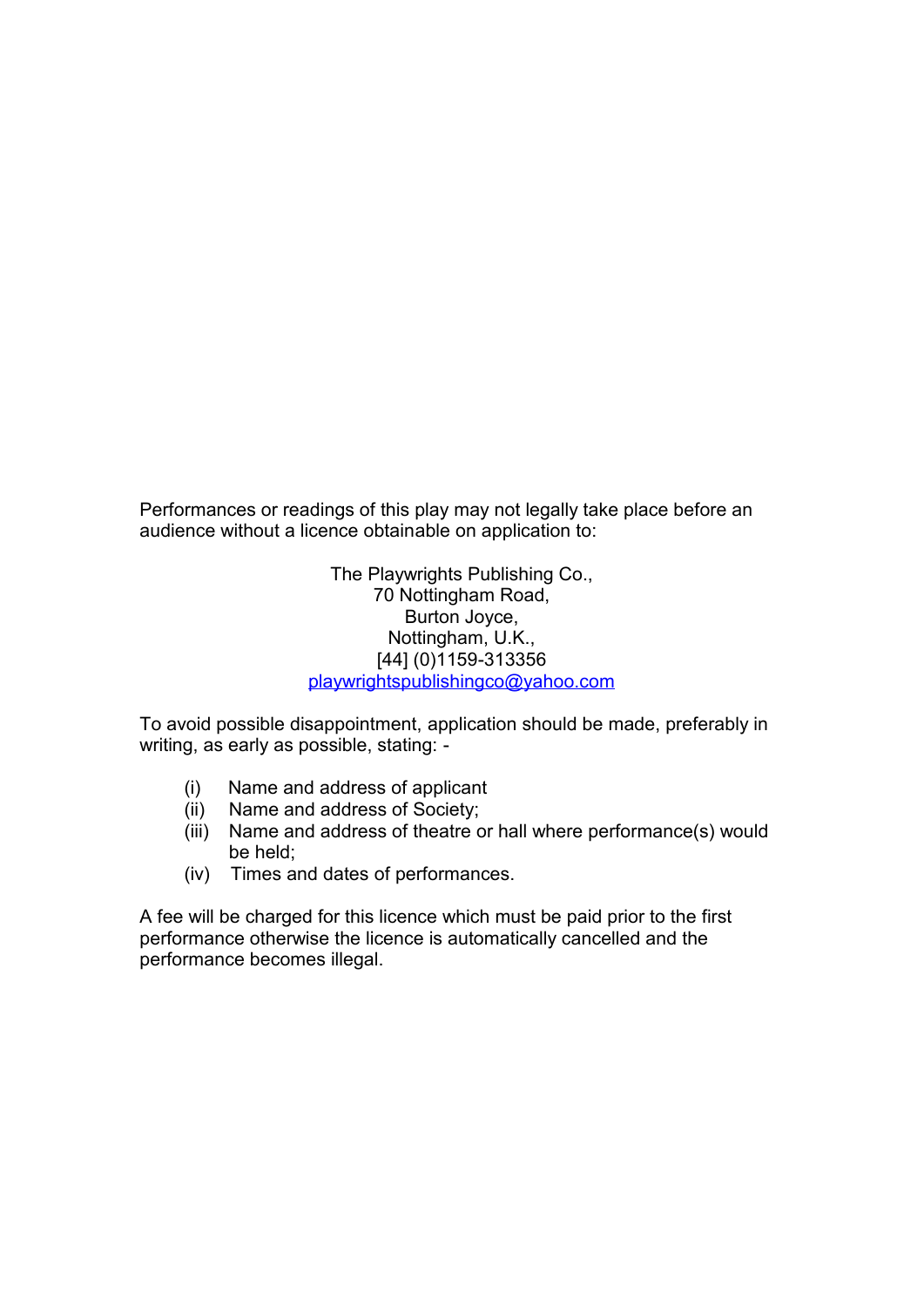Performances or readings of this play may not legally take place before an audience without a licence obtainable on application to:

The Playwrights Publishing Co.,  
70 Nottingham Road,  
Burton Joyce,  
Nottingham, U.K.,  
[44] (0)1159-313356  
playwrightspublishingco@yahoo.com

To avoid possible disappointment, application should be made, preferably in writing, as early as possible, stating: -

(i) Name and address of applicant  
(ii) Name and address of Society;  
(iii) Name and address of theatre or hall where performance(s) would be held;  
(iv) Times and dates of performances.

A fee will be charged for this licence which must be paid prior to the first performance otherwise the licence is automatically cancelled and the performance becomes illegal.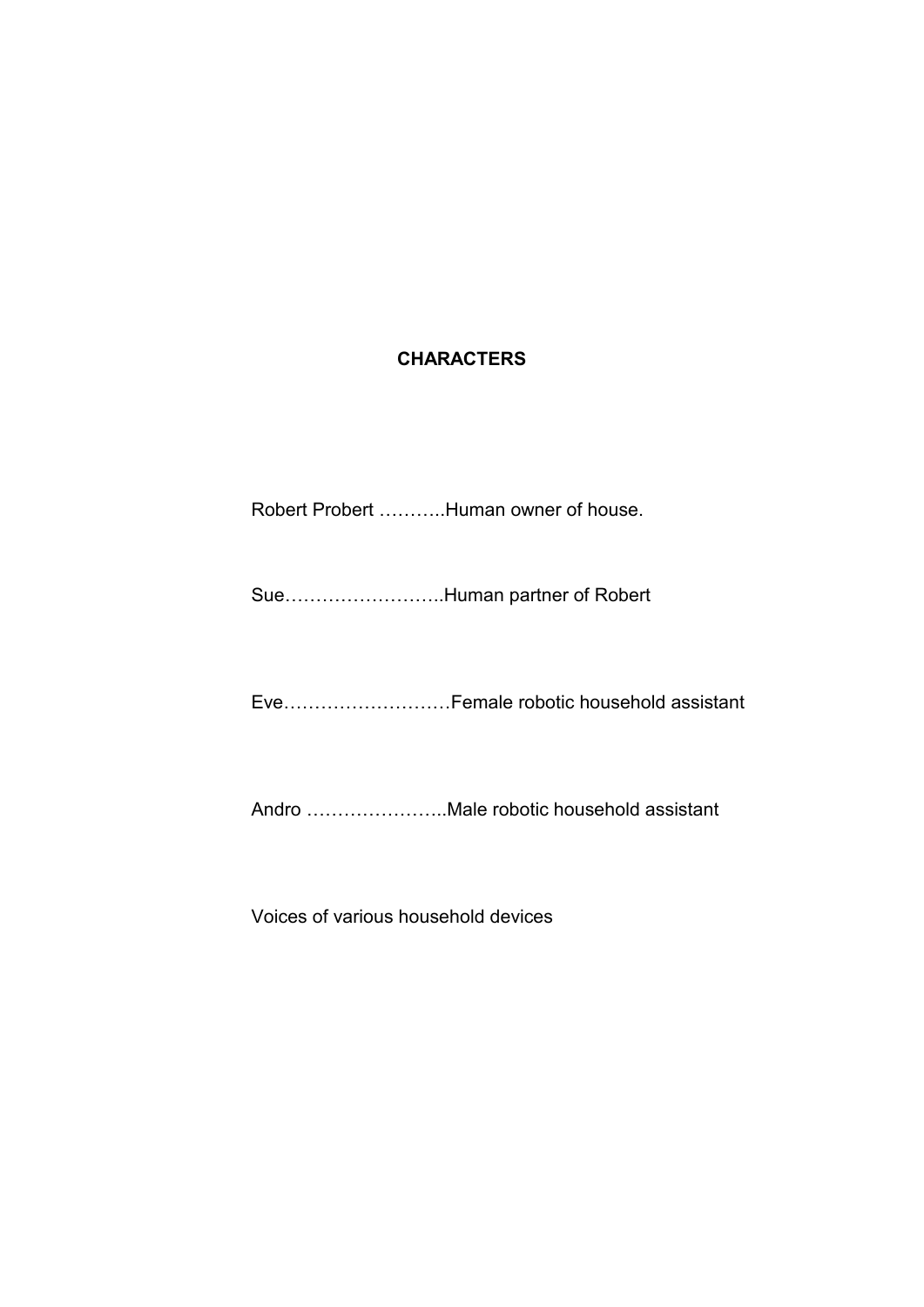## CHARACTERS

Robert Probert ………..Human owner of house.

Sue……………………..Human partner of Robert

Eve………………………Female robotic household assistant

Andro …………………..Male robotic household assistant

Voices of various household devices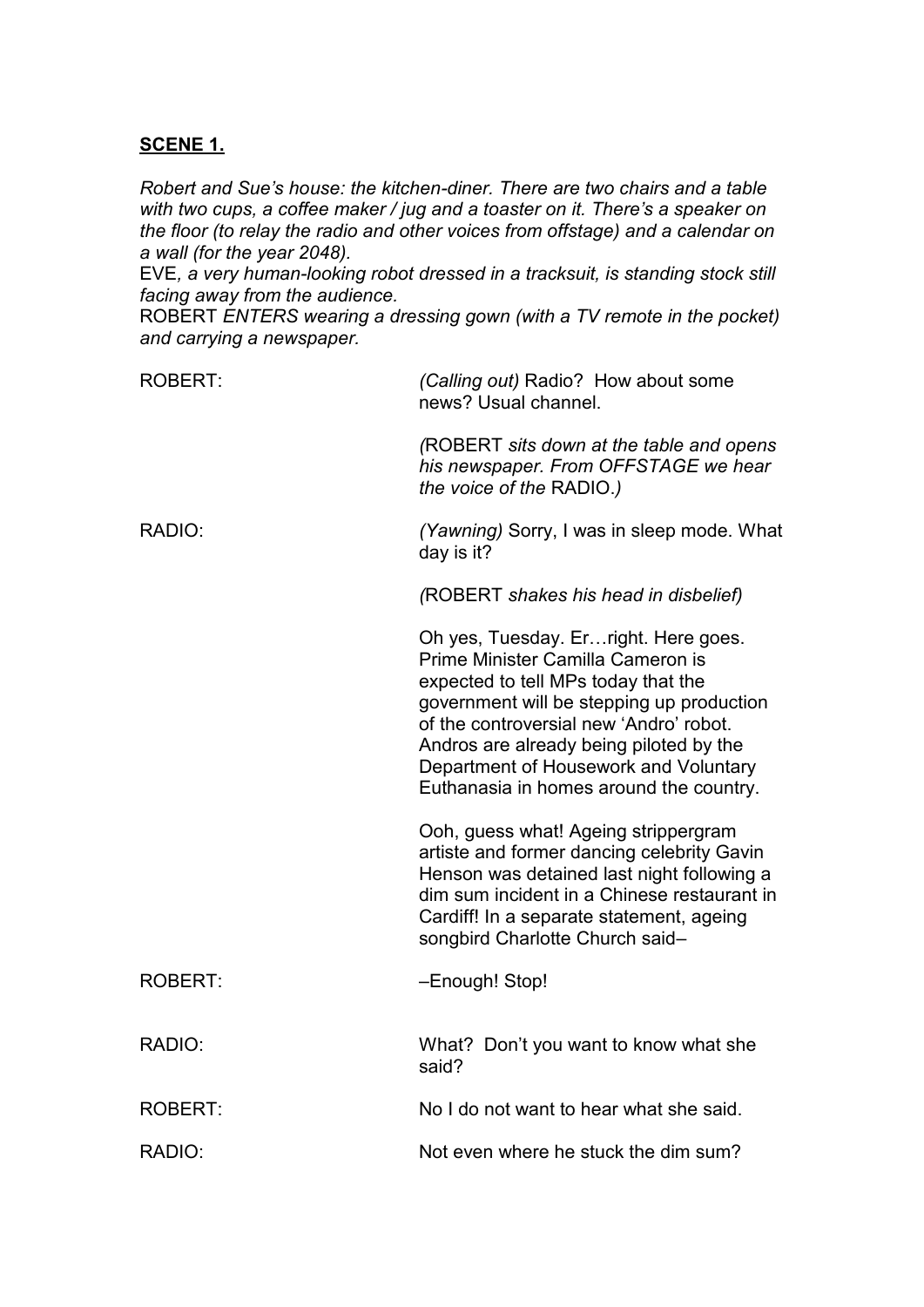**SCENE 1.**

*Robert and Sue's house: the kitchen-diner. There are two chairs and a table with two cups, a coffee maker / jug and a toaster on it. There's a speaker on the floor (to relay the radio and other voices from offstage) and a calendar on a wall (for the year 2048).*

EVE*, a very human-looking robot dressed in a tracksuit, is standing stock still facing away from the audience.*

ROBERT *ENTERS wearing a dressing gown (with a TV remote in the pocket) and carrying a newspaper.*

ROBERT: *(Calling out)* Radio? How about some news? Usual channel.

*(*ROBERT *sits down at the table and opens his newspaper. From OFFSTAGE we hear the voice of the* RADIO.*)*

RADIO: *(Yawning)* Sorry, I was in sleep mode. What day is it?

*(*ROBERT *shakes his head in disbelief)*

Oh yes, Tuesday. Er…right. Here goes. Prime Minister Camilla Cameron is expected to tell MPs today that the government will be stepping up production of the controversial new 'Andro' robot. Andros are already being piloted by the Department of Housework and Voluntary Euthanasia in homes around the country.

Ooh, guess what! Ageing strippergram artiste and former dancing celebrity Gavin Henson was detained last night following a dim sum incident in a Chinese restaurant in Cardiff! In a separate statement, ageing songbird Charlotte Church said–

ROBERT: –Enough! Stop!

RADIO: What? Don't you want to know what she said?

ROBERT: No I do not want to hear what she said.

RADIO: Not even where he stuck the dim sum?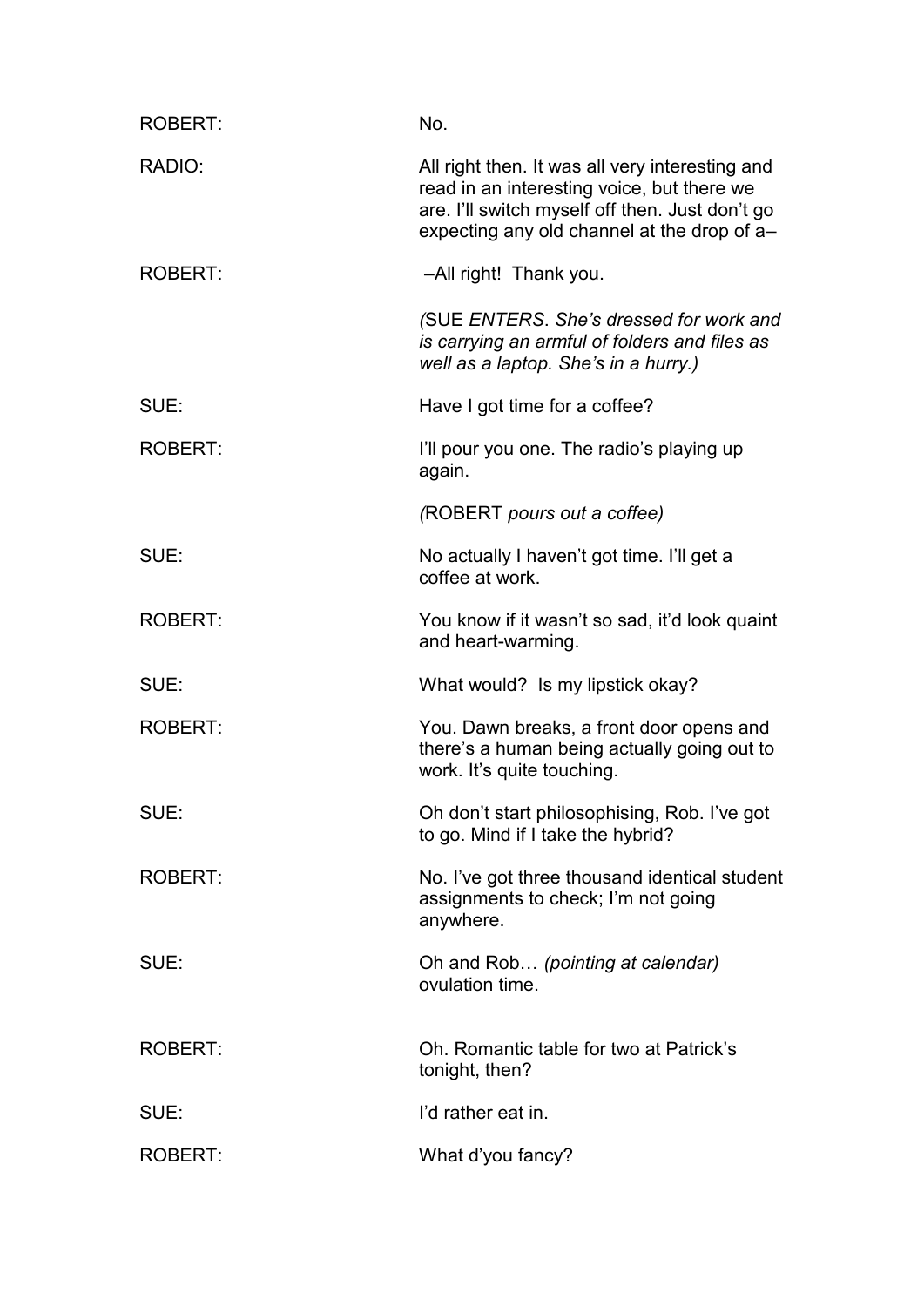ROBERT: No.

RADIO: All right then. It was all very interesting and read in an interesting voice, but there we are. I'll switch myself off then. Just don't go expecting any old channel at the drop of a–

ROBERT: –All right! Thank you.

*(*SUE *ENTERS. She's dressed for work and is carrying an armful of folders and files as well as a laptop. She's in a hurry.)*

SUE: Have I got time for a coffee?

ROBERT: I'll pour you one. The radio's playing up again.

*(*ROBERT *pours out a coffee)*

SUE: No actually I haven't got time. I'll get a coffee at work.

ROBERT: You know if it wasn't so sad, it'd look quaint and heart-warming.

SUE: What would? Is my lipstick okay?

ROBERT: You. Dawn breaks, a front door opens and there's a human being actually going out to work. It's quite touching.

SUE: Oh don't start philosophising, Rob. I've got to go. Mind if I take the hybrid?

ROBERT: No. I've got three thousand identical student assignments to check; I'm not going anywhere.

SUE: Oh and Rob… *(pointing at calendar)* ovulation time.

ROBERT: Oh. Romantic table for two at Patrick's tonight, then?

SUE: I'd rather eat in.

ROBERT: What d'you fancy?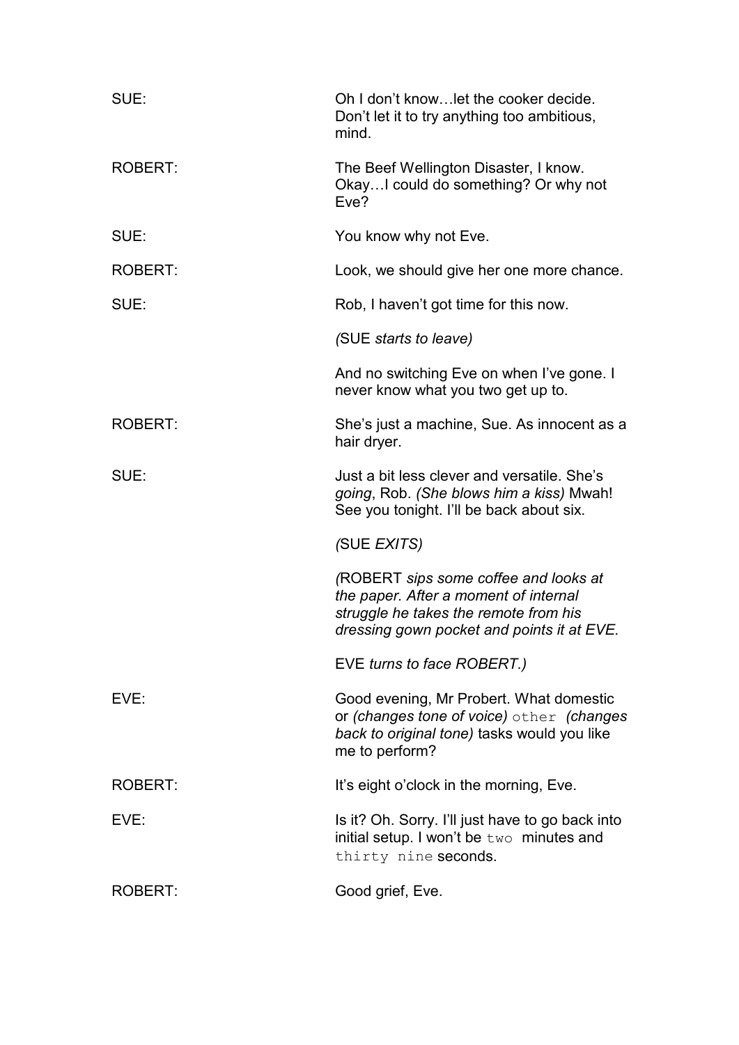SUE: Oh I don't know…let the cooker decide. Don't let it to try anything too ambitious, mind.

ROBERT: The Beef Wellington Disaster, I know. Okay…I could do something? Or why not Eve?

SUE: You know why not Eve.

ROBERT: Look, we should give her one more chance.

SUE: Rob, I haven't got time for this now.

*(*SUE *starts to leave)*

And no switching Eve on when I've gone. I never know what you two get up to.

ROBERT: She's just a machine, Sue. As innocent as a hair dryer.

SUE: Just a bit less clever and versatile. She's *going*, Rob. *(She blows him a kiss)* Mwah! See you tonight. I'll be back about six.

*(*SUE *EXITS)*

*(*ROBERT *sips some coffee and looks at the paper. After a moment of internal struggle he takes the remote from his dressing gown pocket and points it at EVE.*

EVE *turns to face ROBERT.)*

EVE: Good evening, Mr Probert. What domestic or *(changes tone of voice)* `other` *(changes back to original tone)* tasks would you like me to perform?

ROBERT: It's eight o'clock in the morning, Eve.

EVE: Is it? Oh. Sorry. I'll just have to go back into initial setup. I won't be `two` minutes and `thirty nine` seconds.

ROBERT: Good grief, Eve.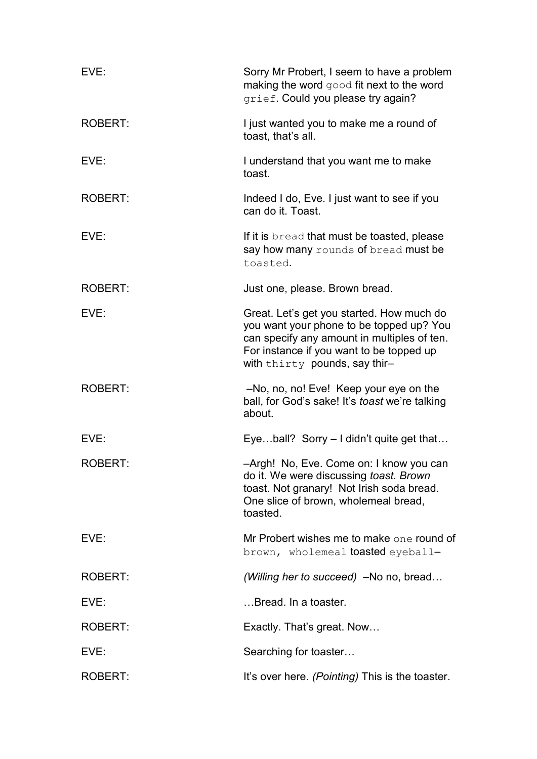EVE: Sorry Mr Probert, I seem to have a problem making the word `good` fit next to the word `grief`. Could you please try again?

ROBERT: I just wanted you to make me a round of toast, that's all.

EVE: I understand that you want me to make toast.

ROBERT: Indeed I do, Eve. I just want to see if you can do it. Toast.

EVE: If it is `bread` that must be toasted, please say how many `rounds` of `bread` must be `toasted`.

ROBERT: Just one, please. Brown bread.

EVE: Great. Let's get you started. How much do you want your phone to be topped up? You can specify any amount in multiples of ten. For instance if you want to be topped up with `thirty` pounds, say thir–

ROBERT: –No, no, no! Eve! Keep your eye on the ball, for God's sake! It's *toast* we're talking about.

EVE: Eye…ball? Sorry – I didn't quite get that…

ROBERT: –Argh! No, Eve. Come on: I know you can do it. We were discussing *toast. Brown* toast. Not granary! Not Irish soda bread. One slice of brown, wholemeal bread, toasted.

EVE: Mr Probert wishes me to make `one` round of `brown, wholemeal` toasted `eyeball`–

ROBERT: *(Willing her to succeed)* –No no, bread…

EVE: …Bread. In a toaster.

ROBERT: Exactly. That's great. Now…

EVE: Searching for toaster…

ROBERT: It's over here. *(Pointing)* This is the toaster.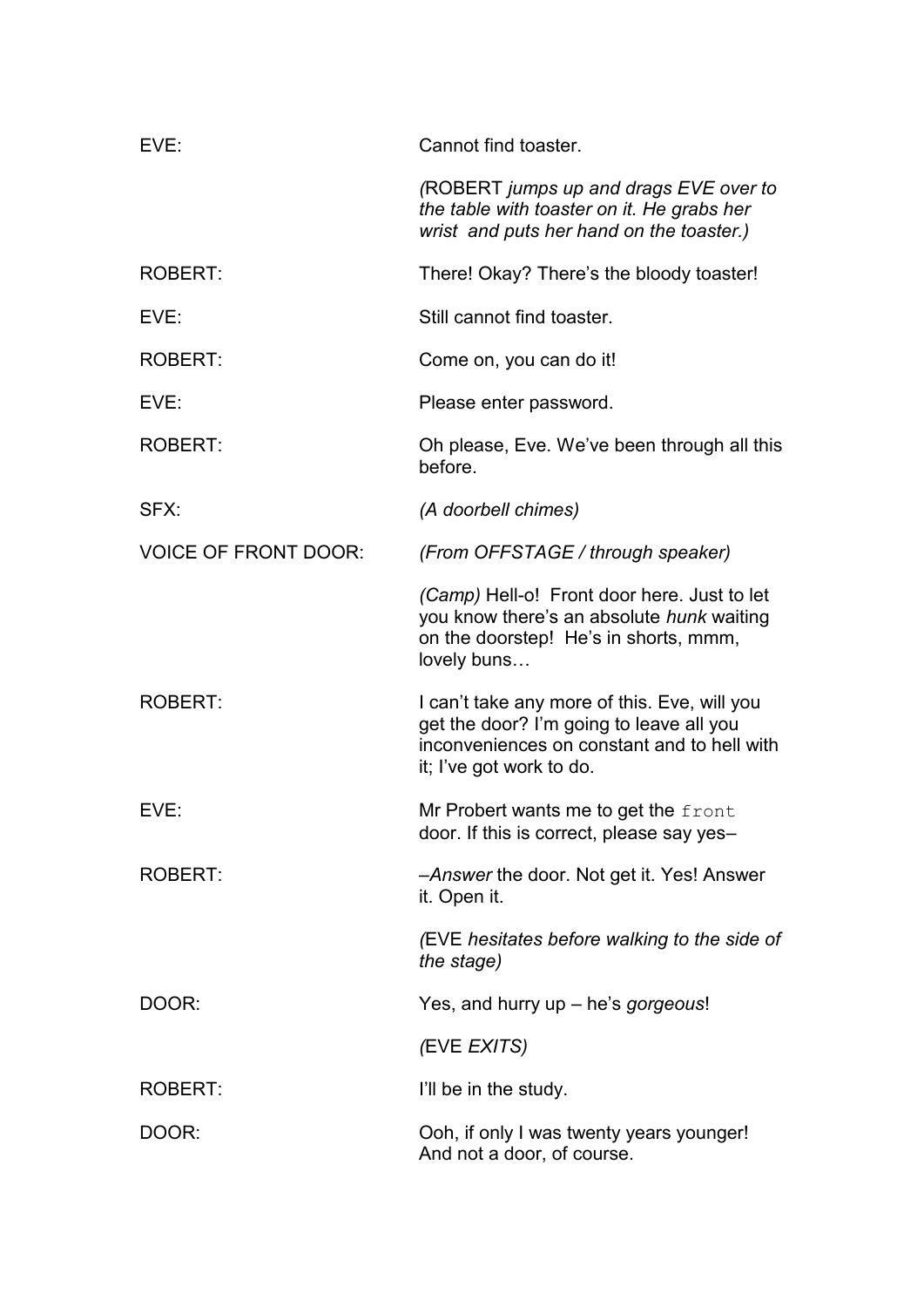EVE: Cannot find toaster.

*(*ROBERT *jumps up and drags EVE over to the table with toaster on it. He grabs her wrist and puts her hand on the toaster.)*

ROBERT: There! Okay? There's the bloody toaster!

EVE: Still cannot find toaster.

ROBERT: Come on, you can do it!

EVE: Please enter password.

ROBERT: Oh please, Eve. We've been through all this before.

SFX: *(A doorbell chimes)*

VOICE OF FRONT DOOR: *(From OFFSTAGE / through speaker)*

*(Camp)* Hell-o! Front door here. Just to let you know there's an absolute *hunk* waiting on the doorstep! He's in shorts, mmm, lovely buns…

ROBERT: I can't take any more of this. Eve, will you get the door? I'm going to leave all you inconveniences on constant and to hell with it; I've got work to do.

EVE: Mr Probert wants me to get the `front` door. If this is correct, please say yes–

ROBERT: –*Answer* the door. Not get it. Yes! Answer it. Open it.

*(*EVE *hesitates before walking to the side of the stage)*

DOOR: Yes, and hurry up – he's *gorgeous*!

*(*EVE *EXITS)*

ROBERT: I'll be in the study.

DOOR: Ooh, if only I was twenty years younger! And not a door, of course.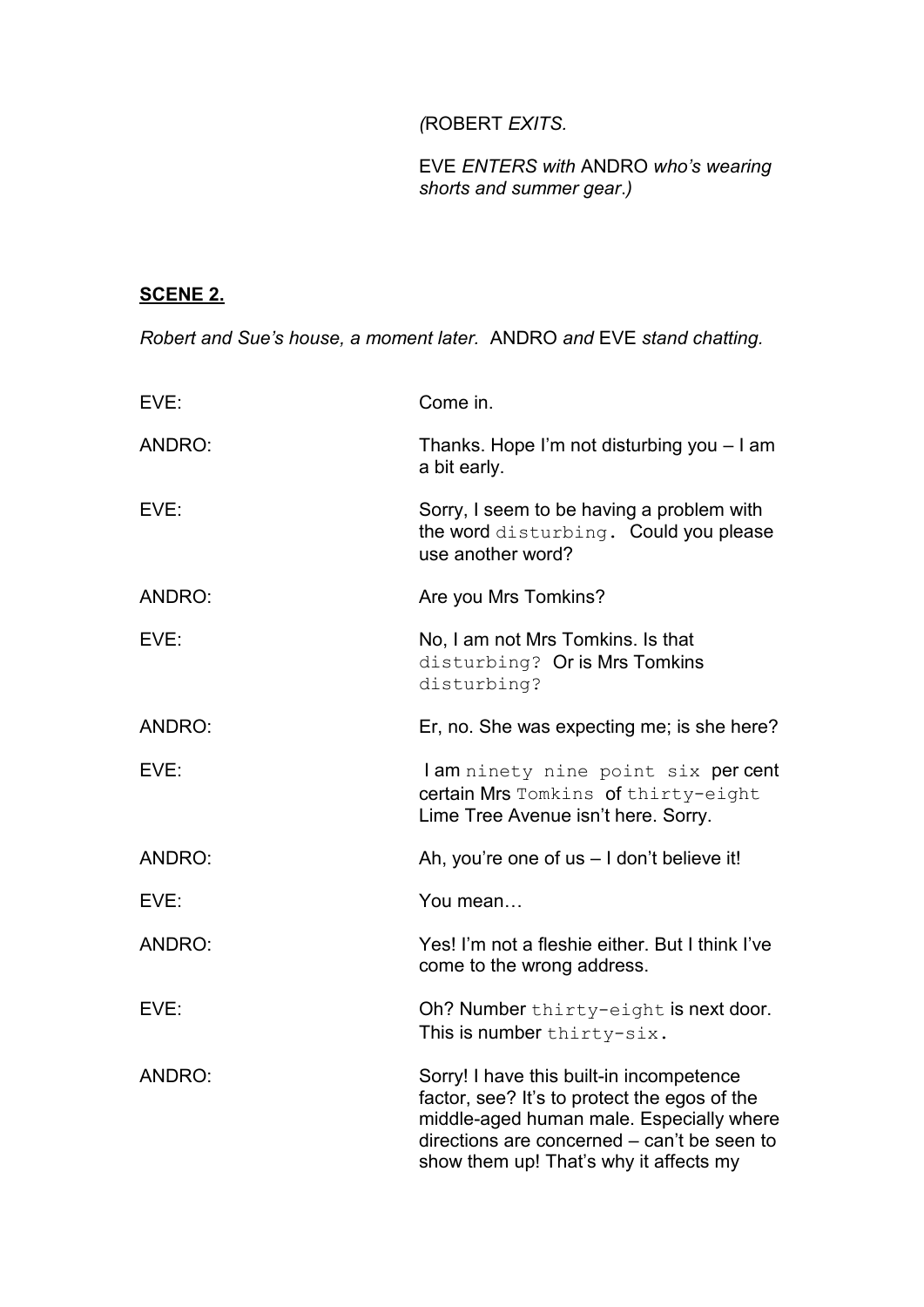*(*ROBERT *EXITS.*

EVE *ENTERS with* ANDRO *who's wearing shorts and summer gear.)*

**SCENE 2.**

*Robert and Sue's house, a moment later.* ANDRO *and* EVE *stand chatting.*

EVE: Come in.

ANDRO: Thanks. Hope I'm not disturbing you – I am a bit early.

EVE: Sorry, I seem to be having a problem with the word `disturbing`. Could you please use another word?

ANDRO: Are you Mrs Tomkins?

EVE: No, I am not Mrs Tomkins. Is that `disturbing?` Or is Mrs Tomkins `disturbing?`

ANDRO: Er, no. She was expecting me; is she here?

EVE: I am `ninety nine point six` per cent certain Mrs `Tomkins` of `thirty-eight` Lime Tree Avenue isn't here. Sorry.

ANDRO: Ah, you're one of us – I don't believe it!

EVE: You mean…

ANDRO: Yes! I'm not a fleshie either. But I think I've come to the wrong address.

EVE: Oh? Number `thirty-eight` is next door. This is number `thirty-six.`

ANDRO: Sorry! I have this built-in incompetence factor, see? It's to protect the egos of the middle-aged human male. Especially where directions are concerned – can't be seen to show them up! That's why it affects my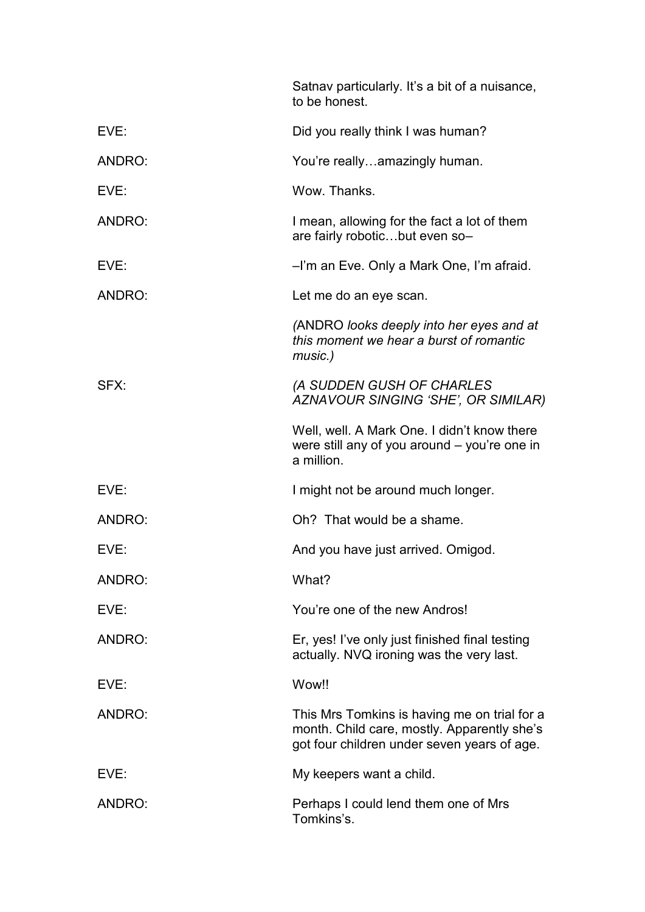Satnav particularly. It's a bit of a nuisance, to be honest.

EVE: Did you really think I was human?

ANDRO: You're really…amazingly human.

EVE: Wow. Thanks.

ANDRO: I mean, allowing for the fact a lot of them are fairly robotic…but even so–

EVE: –I'm an Eve. Only a Mark One, I'm afraid.

ANDRO: Let me do an eye scan.

*(ANDRO looks deeply into her eyes and at this moment we hear a burst of romantic music.)*

SFX: *(A SUDDEN GUSH OF CHARLES AZNAVOUR SINGING 'SHE', OR SIMILAR)*

Well, well. A Mark One. I didn't know there were still any of you around – you're one in a million.

EVE: I might not be around much longer.

ANDRO: Oh? That would be a shame.

EVE: And you have just arrived. Omigod.

ANDRO: What?

EVE: You're one of the new Andros!

ANDRO: Er, yes! I've only just finished final testing actually. NVQ ironing was the very last.

EVE: Wow!!

ANDRO: This Mrs Tomkins is having me on trial for a month. Child care, mostly. Apparently she's got four children under seven years of age.

EVE: My keepers want a child.

ANDRO: Perhaps I could lend them one of Mrs Tomkins's.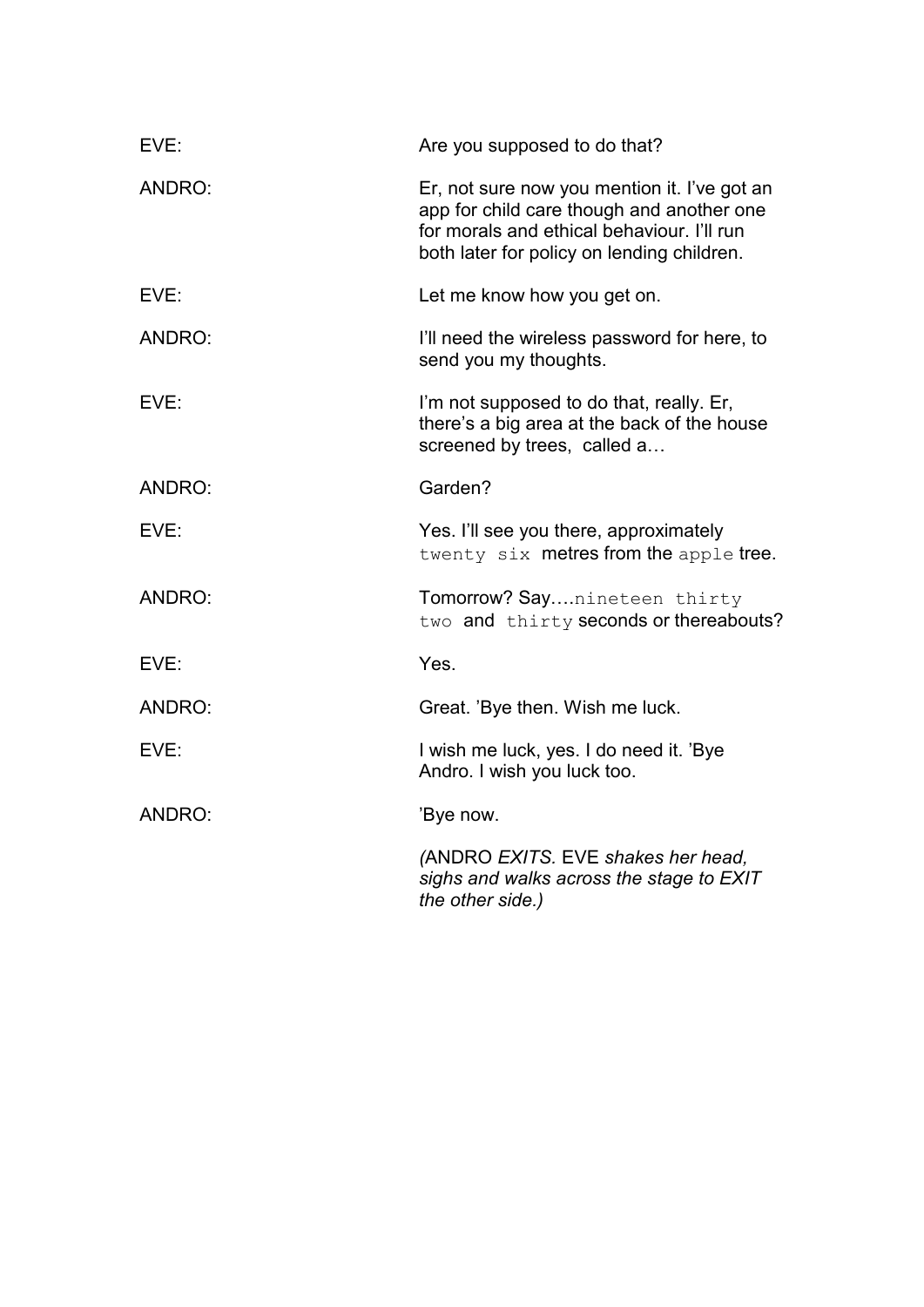EVE: Are you supposed to do that?

ANDRO: Er, not sure now you mention it. I've got an app for child care though and another one for morals and ethical behaviour. I'll run both later for policy on lending children.

EVE: Let me know how you get on.

ANDRO: I'll need the wireless password for here, to send you my thoughts.

EVE: I'm not supposed to do that, really. Er, there's a big area at the back of the house screened by trees, called a…

ANDRO: Garden?

EVE: Yes. I'll see you there, approximately `twenty six` metres from the `apple` tree.

ANDRO: Tomorrow? Say….`nineteen thirty two` and `thirty` seconds or thereabouts?

EVE: Yes.

ANDRO: Great. 'Bye then. Wish me luck.

EVE: I wish me luck, yes. I do need it. 'Bye Andro. I wish you luck too.

ANDRO: 'Bye now.

*(*ANDRO *EXITS.* EVE *shakes her head, sighs and walks across the stage to EXIT the other side.)*